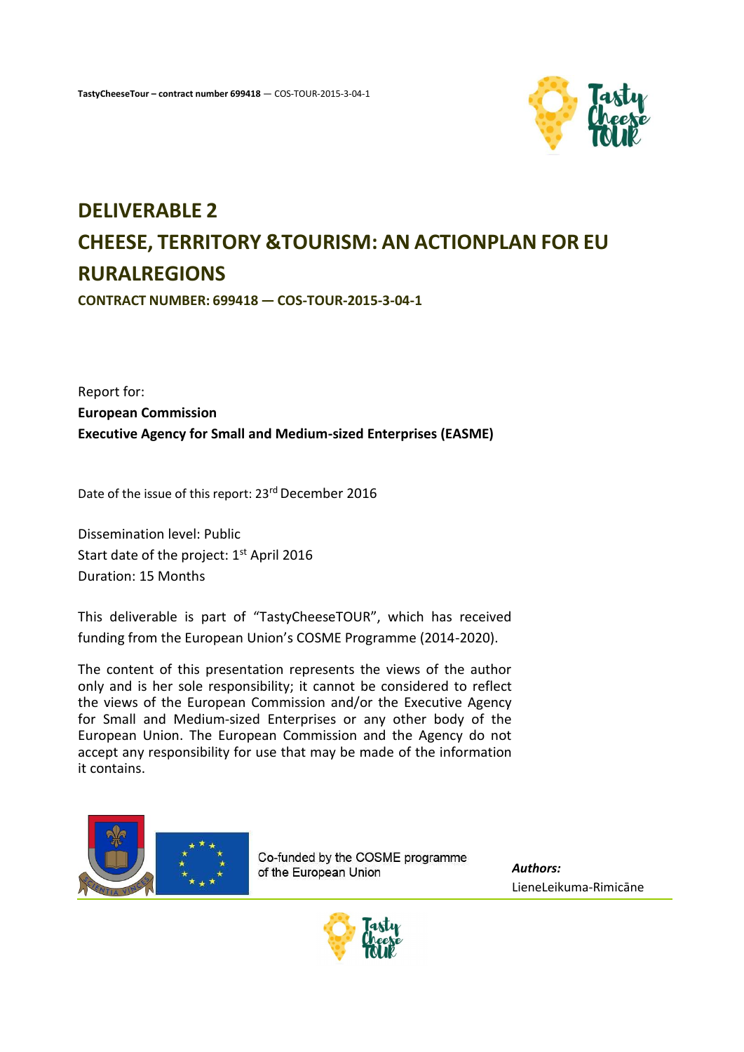**TastyCheeseTour – contract number 699418** — COS-TOUR-2015-3-04-1

# DELIVERABLE 2

# CHEESE, TERRITORY &TOURISM: AN ACTIONPLAN FOR EU RURALREGIONS

**CONTRACT NUMBER: 699418 — COS-TOUR-2015-3-04-1**

Report for:

**European Commission**

**Executive Agency for Small and Medium-sized Enterprises (EASME)**

Date of the issue of this report: 23rd December 2016

Dissemination level: Public

Start date of the project: 1st April 2016

Duration: 15 Months

This deliverable is part of "TastyCheeseTOUR", which has received funding from the European Union's COSME Programme (2014-2020).

The content of this presentation represents the views of the author only and is her sole responsibility; it cannot be considered to reflect the views of the European Commission and/or the Executive Agency for Small and Medium-sized Enterprises or any other body of the European Union. The European Commission and the Agency do not accept any responsibility for use that may be made of the information it contains.

Co-funded by the COSME programme of the European Union

***Authors:***

LieneLeikuma-Rimicāne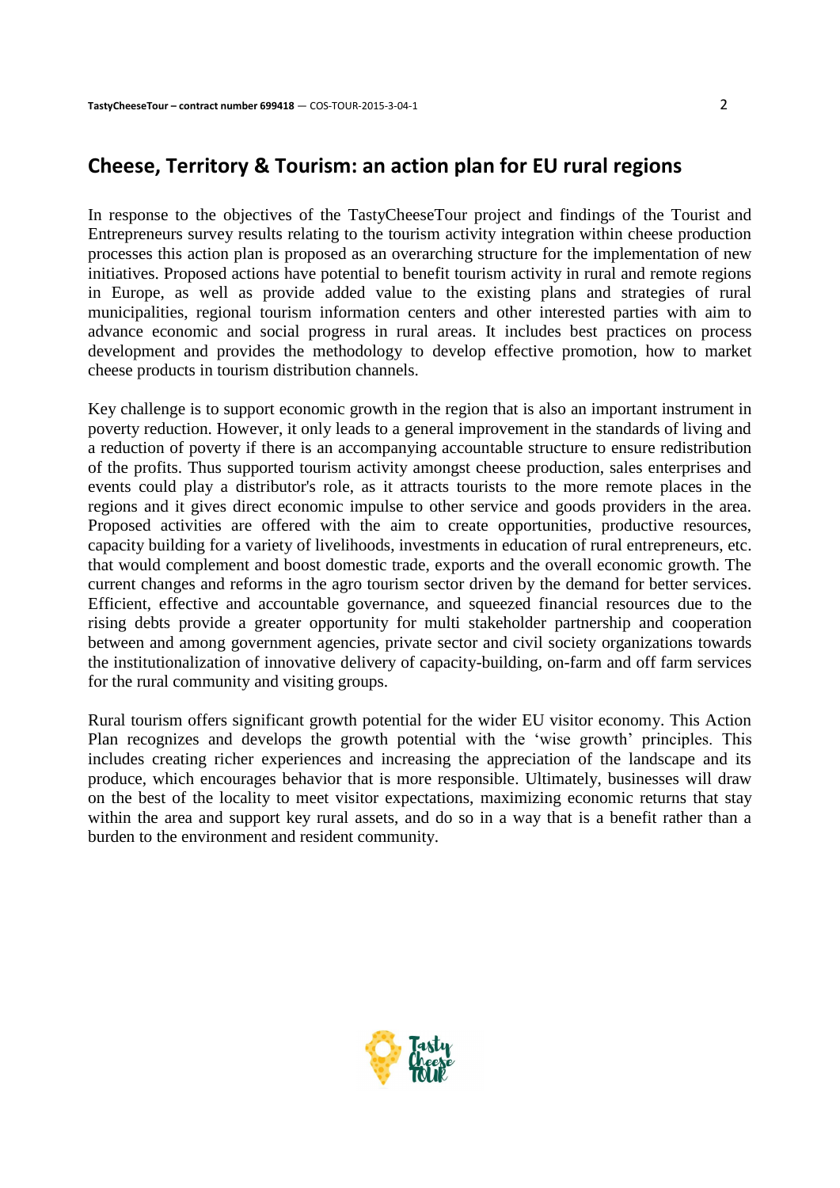## Cheese, Territory & Tourism: an action plan for EU rural regions

In response to the objectives of the TastyCheeseTour project and findings of the Tourist and Entrepreneurs survey results relating to the tourism activity integration within cheese production processes this action plan is proposed as an overarching structure for the implementation of new initiatives. Proposed actions have potential to benefit tourism activity in rural and remote regions in Europe, as well as provide added value to the existing plans and strategies of rural municipalities, regional tourism information centers and other interested parties with aim to advance economic and social progress in rural areas. It includes best practices on process development and provides the methodology to develop effective promotion, how to market cheese products in tourism distribution channels.

Key challenge is to support economic growth in the region that is also an important instrument in poverty reduction. However, it only leads to a general improvement in the standards of living and a reduction of poverty if there is an accompanying accountable structure to ensure redistribution of the profits. Thus supported tourism activity amongst cheese production, sales enterprises and events could play a distributor's role, as it attracts tourists to the more remote places in the regions and it gives direct economic impulse to other service and goods providers in the area. Proposed activities are offered with the aim to create opportunities, productive resources, capacity building for a variety of livelihoods, investments in education of rural entrepreneurs, etc. that would complement and boost domestic trade, exports and the overall economic growth. The current changes and reforms in the agro tourism sector driven by the demand for better services. Efficient, effective and accountable governance, and squeezed financial resources due to the rising debts provide a greater opportunity for multi stakeholder partnership and cooperation between and among government agencies, private sector and civil society organizations towards the institutionalization of innovative delivery of capacity-building, on-farm and off farm services for the rural community and visiting groups.

Rural tourism offers significant growth potential for the wider EU visitor economy. This Action Plan recognizes and develops the growth potential with the 'wise growth' principles. This includes creating richer experiences and increasing the appreciation of the landscape and its produce, which encourages behavior that is more responsible. Ultimately, businesses will draw on the best of the locality to meet visitor expectations, maximizing economic returns that stay within the area and support key rural assets, and do so in a way that is a benefit rather than a burden to the environment and resident community.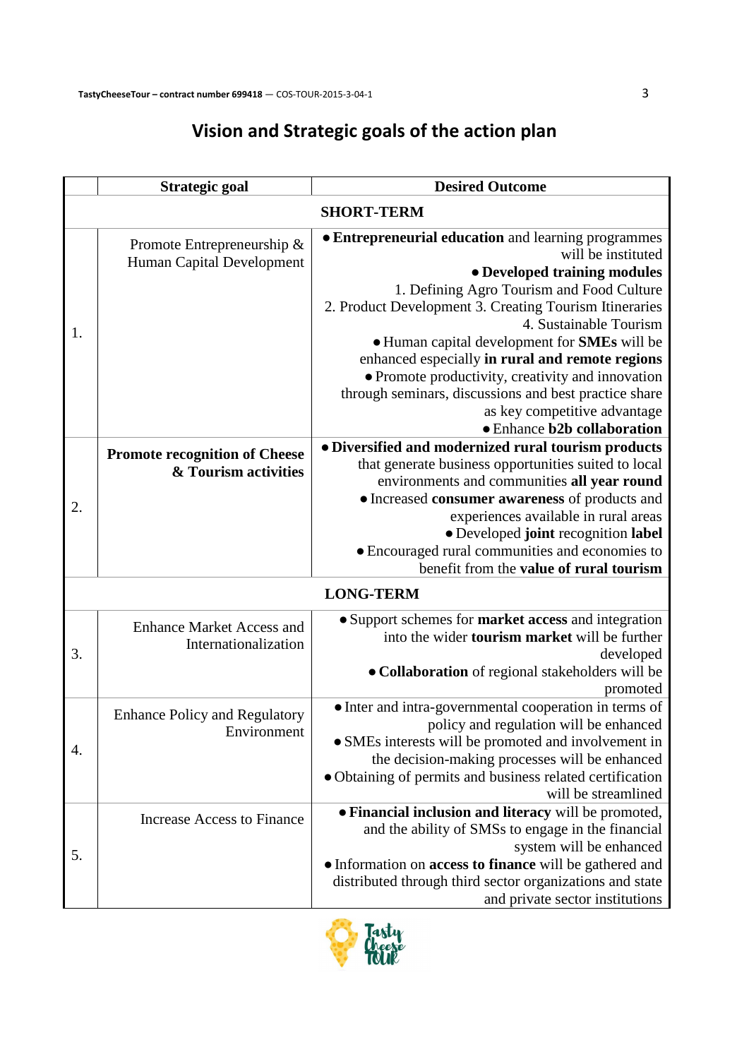# Vision and Strategic goals of the action plan

| | Strategic goal | Desired Outcome |
|---|---|---|
| | | **SHORT-TERM** |
| 1. | Promote Entrepreneurship & Human Capital Development | • **Entrepreneurial education** and learning programmes will be instituted<br>• **Developed training modules**<br>1. Defining Agro Tourism and Food Culture<br>2. Product Development 3. Creating Tourism Itineraries<br>4. Sustainable Tourism<br>• Human capital development for **SMEs** will be enhanced especially **in rural and remote regions**<br>• Promote productivity, creativity and innovation through seminars, discussions and best practice share as key competitive advantage<br>• Enhance **b2b collaboration** |
| 2. | **Promote recognition of Cheese & Tourism activities** | • **Diversified and modernized rural tourism products** that generate business opportunities suited to local environments and communities **all year round**<br>• Increased **consumer awareness** of products and experiences available in rural areas<br>• Developed **joint** recognition **label**<br>• Encouraged rural communities and economies to benefit from the **value of rural tourism** |
| | | **LONG-TERM** |
| 3. | Enhance Market Access and Internationalization | • Support schemes for **market access** and integration into the wider **tourism market** will be further developed<br>• **Collaboration** of regional stakeholders will be promoted |
| 4. | Enhance Policy and Regulatory Environment | • Inter and intra-governmental cooperation in terms of policy and regulation will be enhanced<br>• SMEs interests will be promoted and involvement in the decision-making processes will be enhanced<br>• Obtaining of permits and business related certification will be streamlined |
| 5. | Increase Access to Finance | • **Financial inclusion and literacy** will be promoted, and the ability of SMSs to engage in the financial system will be enhanced<br>• Information on **access to finance** will be gathered and distributed through third sector organizations and state and private sector institutions |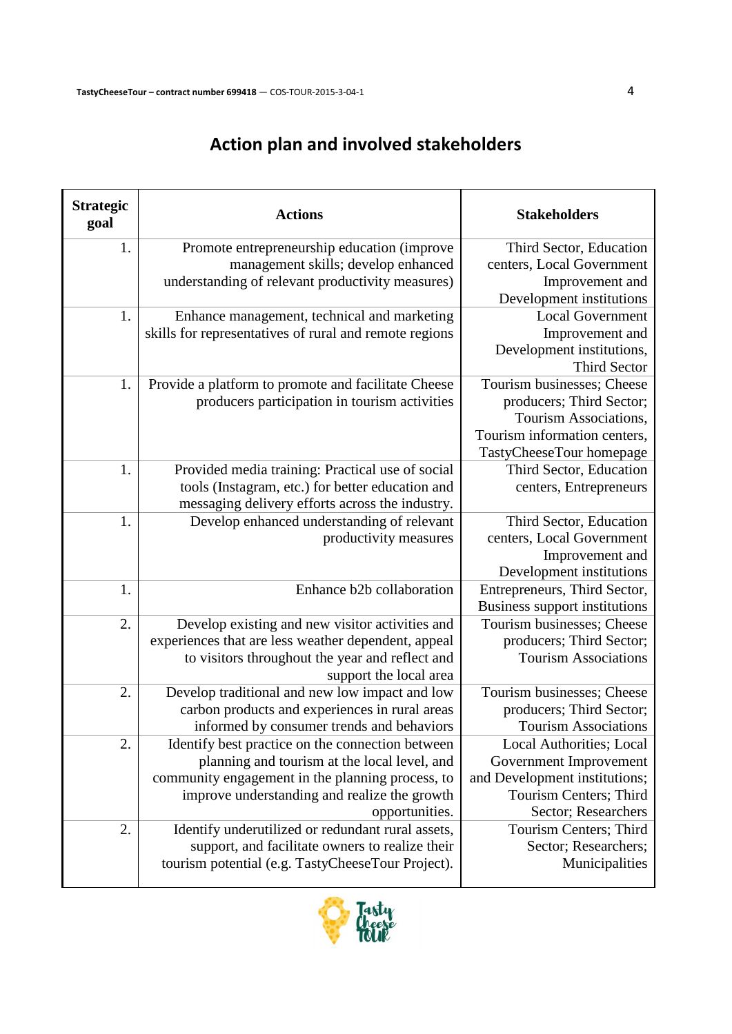# Action plan and involved stakeholders

| Strategic goal | Actions | Stakeholders |
|---|---|---|
| 1. | Promote entrepreneurship education (improve management skills; develop enhanced understanding of relevant productivity measures) | Third Sector, Education centers, Local Government Improvement and Development institutions |
| 1. | Enhance management, technical and marketing skills for representatives of rural and remote regions | Local Government Improvement and Development institutions, Third Sector |
| 1. | Provide a platform to promote and facilitate Cheese producers participation in tourism activities | Tourism businesses; Cheese producers; Third Sector; Tourism Associations, Tourism information centers, TastyCheeseTour homepage |
| 1. | Provided media training: Practical use of social tools (Instagram, etc.) for better education and messaging delivery efforts across the industry. | Third Sector, Education centers, Entrepreneurs |
| 1. | Develop enhanced understanding of relevant productivity measures | Third Sector, Education centers, Local Government Improvement and Development institutions |
| 1. | Enhance b2b collaboration | Entrepreneurs, Third Sector, Business support institutions |
| 2. | Develop existing and new visitor activities and experiences that are less weather dependent, appeal to visitors throughout the year and reflect and support the local area | Tourism businesses; Cheese producers; Third Sector; Tourism Associations |
| 2. | Develop traditional and new low impact and low carbon products and experiences in rural areas informed by consumer trends and behaviors | Tourism businesses; Cheese producers; Third Sector; Tourism Associations |
| 2. | Identify best practice on the connection between planning and tourism at the local level, and community engagement in the planning process, to improve understanding and realize the growth opportunities. | Local Authorities; Local Government Improvement and Development institutions; Tourism Centers; Third Sector; Researchers |
| 2. | Identify underutilized or redundant rural assets, support, and facilitate owners to realize their tourism potential (e.g. TastyCheeseTour Project). | Tourism Centers; Third Sector; Researchers; Municipalities |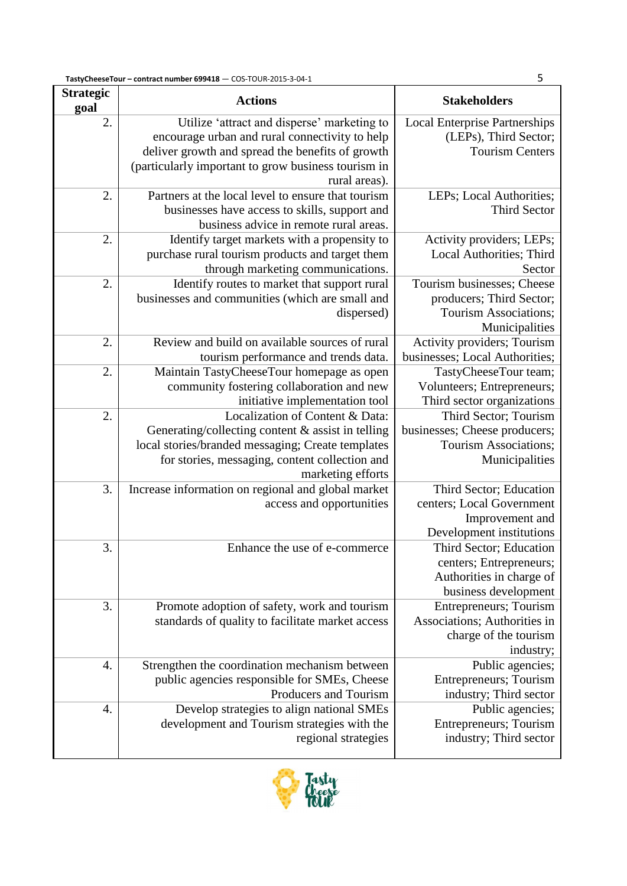| Strategic goal | Actions | Stakeholders |
|---|---|---|
| 2. | Utilize 'attract and disperse' marketing to encourage urban and rural connectivity to help deliver growth and spread the benefits of growth (particularly important to grow business tourism in rural areas). | Local Enterprise Partnerships (LEPs), Third Sector; Tourism Centers |
| 2. | Partners at the local level to ensure that tourism businesses have access to skills, support and business advice in remote rural areas. | LEPs; Local Authorities; Third Sector |
| 2. | Identify target markets with a propensity to purchase rural tourism products and target them through marketing communications. | Activity providers; LEPs; Local Authorities; Third Sector |
| 2. | Identify routes to market that support rural businesses and communities (which are small and dispersed) | Tourism businesses; Cheese producers; Third Sector; Tourism Associations; Municipalities |
| 2. | Review and build on available sources of rural tourism performance and trends data. | Activity providers; Tourism businesses; Local Authorities; |
| 2. | Maintain TastyCheeseTour homepage as open community fostering collaboration and new initiative implementation tool | TastyCheeseTour team; Volunteers; Entrepreneurs; Third sector organizations |
| 2. | Localization of Content & Data: Generating/collecting content & assist in telling local stories/branded messaging; Create templates for stories, messaging, content collection and marketing efforts | Third Sector; Tourism businesses; Cheese producers; Tourism Associations; Municipalities |
| 3. | Increase information on regional and global market access and opportunities | Third Sector; Education centers; Local Government Improvement and Development institutions |
| 3. | Enhance the use of e-commerce | Third Sector; Education centers; Entrepreneurs; Authorities in charge of business development |
| 3. | Promote adoption of safety, work and tourism standards of quality to facilitate market access | Entrepreneurs; Tourism Associations; Authorities in charge of the tourism industry; |
| 4. | Strengthen the coordination mechanism between public agencies responsible for SMEs, Cheese Producers and Tourism | Public agencies; Entrepreneurs; Tourism industry; Third sector |
| 4. | Develop strategies to align national SMEs development and Tourism strategies with the regional strategies | Public agencies; Entrepreneurs; Tourism industry; Third sector |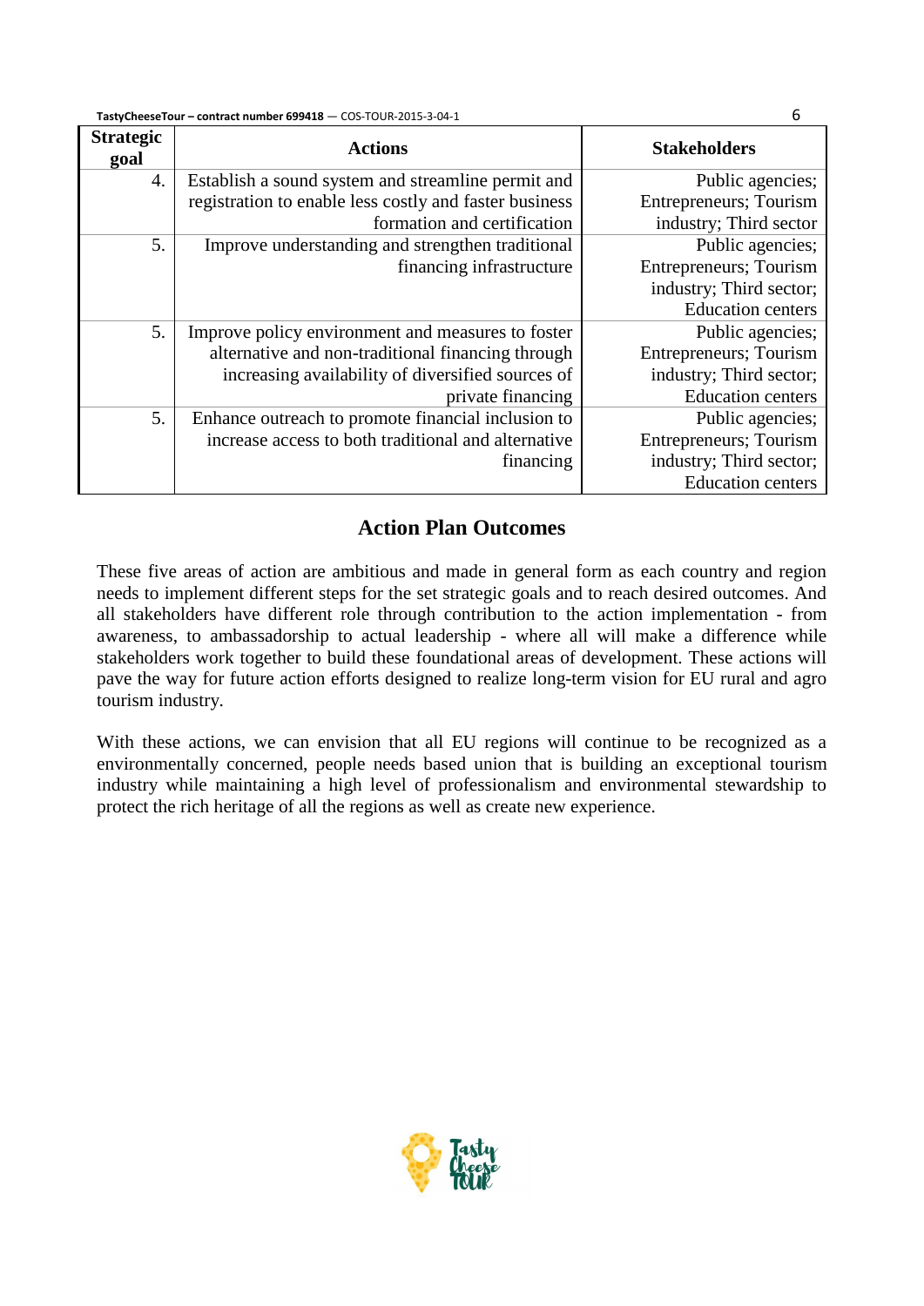| Strategic goal | Actions | Stakeholders |
|---|---|---|
| 4. | Establish a sound system and streamline permit and registration to enable less costly and faster business formation and certification | Public agencies; Entrepreneurs; Tourism industry; Third sector |
| 5. | Improve understanding and strengthen traditional financing infrastructure | Public agencies; Entrepreneurs; Tourism industry; Third sector; Education centers |
| 5. | Improve policy environment and measures to foster alternative and non-traditional financing through increasing availability of diversified sources of private financing | Public agencies; Entrepreneurs; Tourism industry; Third sector; Education centers |
| 5. | Enhance outreach to promote financial inclusion to increase access to both traditional and alternative financing | Public agencies; Entrepreneurs; Tourism industry; Third sector; Education centers |

## Action Plan Outcomes

These five areas of action are ambitious and made in general form as each country and region needs to implement different steps for the set strategic goals and to reach desired outcomes. And all stakeholders have different role through contribution to the action implementation - from awareness, to ambassadorship to actual leadership - where all will make a difference while stakeholders work together to build these foundational areas of development. These actions will pave the way for future action efforts designed to realize long-term vision for EU rural and agro tourism industry.

With these actions, we can envision that all EU regions will continue to be recognized as a environmentally concerned, people needs based union that is building an exceptional tourism industry while maintaining a high level of professionalism and environmental stewardship to protect the rich heritage of all the regions as well as create new experience.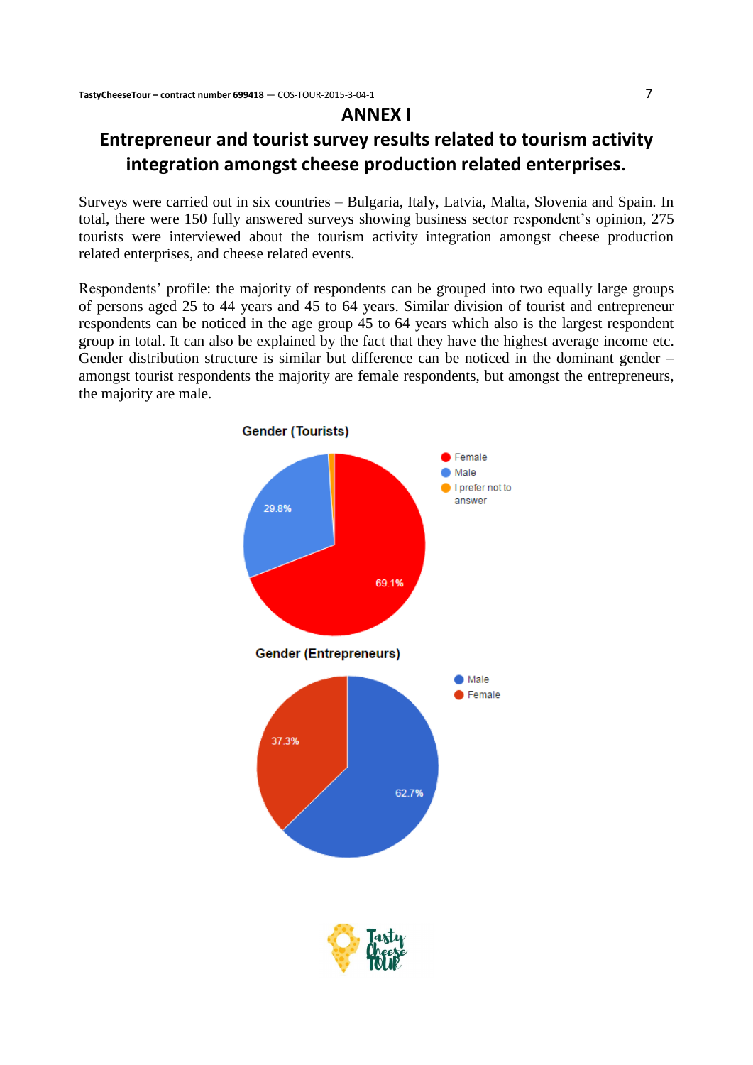# ANNEX I

## Entrepreneur and tourist survey results related to tourism activity integration amongst cheese production related enterprises.

Surveys were carried out in six countries – Bulgaria, Italy, Latvia, Malta, Slovenia and Spain. In total, there were 150 fully answered surveys showing business sector respondent's opinion, 275 tourists were interviewed about the tourism activity integration amongst cheese production related enterprises, and cheese related events.

Respondents' profile: the majority of respondents can be grouped into two equally large groups of persons aged 25 to 44 years and 45 to 64 years. Similar division of tourist and entrepreneur respondents can be noticed in the age group 45 to 64 years which also is the largest respondent group in total. It can also be explained by the fact that they have the highest average income etc. Gender distribution structure is similar but difference can be noticed in the dominant gender – amongst tourist respondents the majority are female respondents, but amongst the entrepreneurs, the majority are male.

**Gender (Tourists)**

| Gender | Share |
|---|---|
| Female | 69.1% |
| Male | 29.8% |
| I prefer not to answer | |

**Gender (Entrepreneurs)**

| Gender | Share |
|---|---|
| Male | 62.7% |
| Female | 37.3% |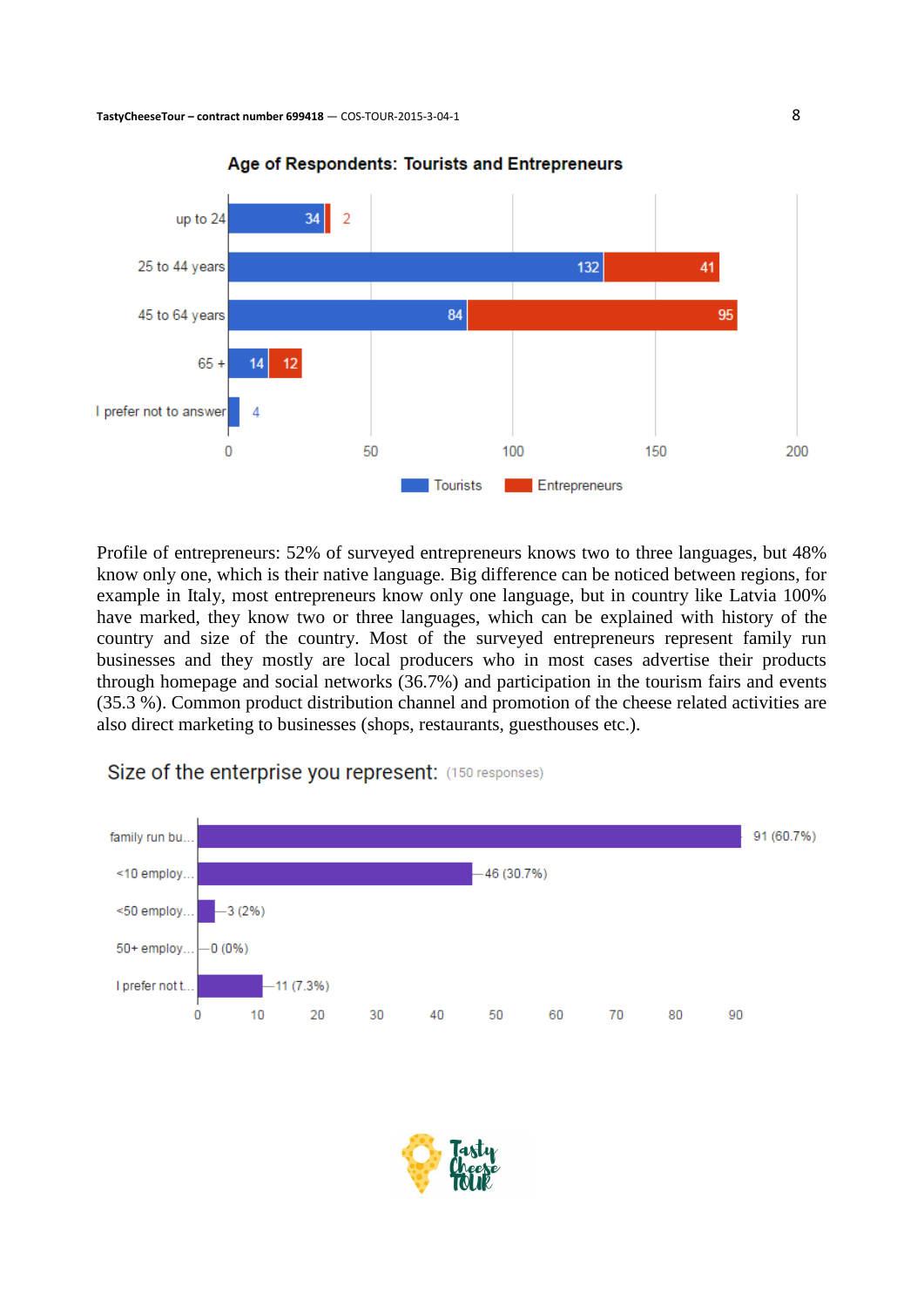**Age of Respondents: Tourists and Entrepreneurs**

| Age | Tourists | Entrepreneurs |
|---|---|---|
| up to 24 | 34 | 2 |
| 25 to 44 years | 132 | 41 |
| 45 to 64 years | 84 | 95 |
| 65 + | 14 | 12 |
| I prefer not to answer | 4 | |

Profile of entrepreneurs: 52% of surveyed entrepreneurs knows two to three languages, but 48% know only one, which is their native language. Big difference can be noticed between regions, for example in Italy, most entrepreneurs know only one language, but in country like Latvia 100% have marked, they know two or three languages, which can be explained with history of the country and size of the country. Most of the surveyed entrepreneurs represent family run businesses and they mostly are local producers who in most cases advertise their products through homepage and social networks (36.7%) and participation in the tourism fairs and events (35.3 %). Common product distribution channel and promotion of the cheese related activities are also direct marketing to businesses (shops, restaurants, guesthouses etc.).

**Size of the enterprise you represent:** (150 responses)

| Size | Responses |
|---|---|
| family run bu... | 91 (60.7%) |
| <10 employ... | 46 (30.7%) |
| <50 employ... | 3 (2%) |
| 50+ employ... | 0 (0%) |
| I prefer not t... | 11 (7.3%) |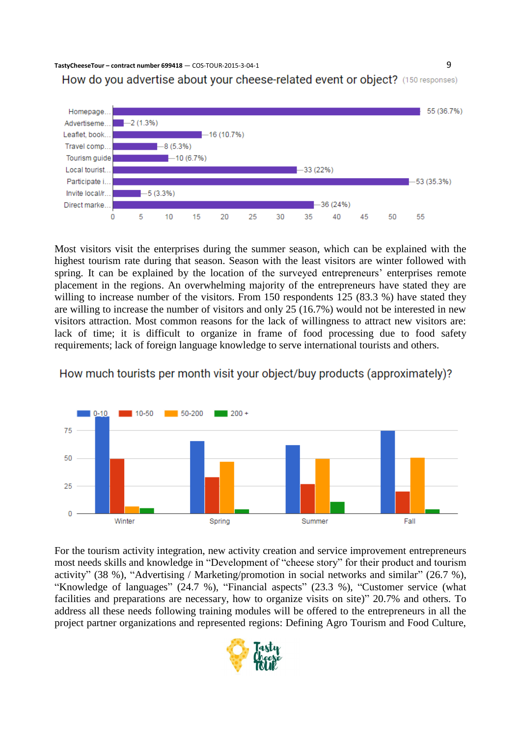How do you advertise about your cheese-related event or object? (150 responses)

| Channel | Responses |
|---|---|
| Homepage... | 55 (36.7%) |
| Advertiseme... | 2 (1.3%) |
| Leaflet, book... | 16 (10.7%) |
| Travel comp... | 8 (5.3%) |
| Tourism guide | 10 (6.7%) |
| Local tourist... | 33 (22%) |
| Participate i... | 53 (35.3%) |
| Invite local/r... | 5 (3.3%) |
| Direct marke... | 36 (24%) |

Most visitors visit the enterprises during the summer season, which can be explained with the highest tourism rate during that season. Season with the least visitors are winter followed with spring. It can be explained by the location of the surveyed entrepreneurs' enterprises remote placement in the regions. An overwhelming majority of the entrepreneurs have stated they are willing to increase number of the visitors. From 150 respondents 125 (83.3 %) have stated they are willing to increase the number of visitors and only 25 (16.7%) would not be interested in new visitors attraction. Most common reasons for the lack of willingness to attract new visitors are: lack of time; it is difficult to organize in frame of food processing due to food safety requirements; lack of foreign language knowledge to serve international tourists and others.

How much tourists per month visit your object/buy products (approximately)?

Legend: 0-10, 10-50, 50-200, 200 +  
Seasons: Winter, Spring, Summer, Fall

For the tourism activity integration, new activity creation and service improvement entrepreneurs most needs skills and knowledge in "Development of "cheese story" for their product and tourism activity" (38 %), "Advertising / Marketing/promotion in social networks and similar" (26.7 %), "Knowledge of languages" (24.7 %), "Financial aspects" (23.3 %), "Customer service (what facilities and preparations are necessary, how to organize visits on site)" 20.7% and others. To address all these needs following training modules will be offered to the entrepreneurs in all the project partner organizations and represented regions: Defining Agro Tourism and Food Culture,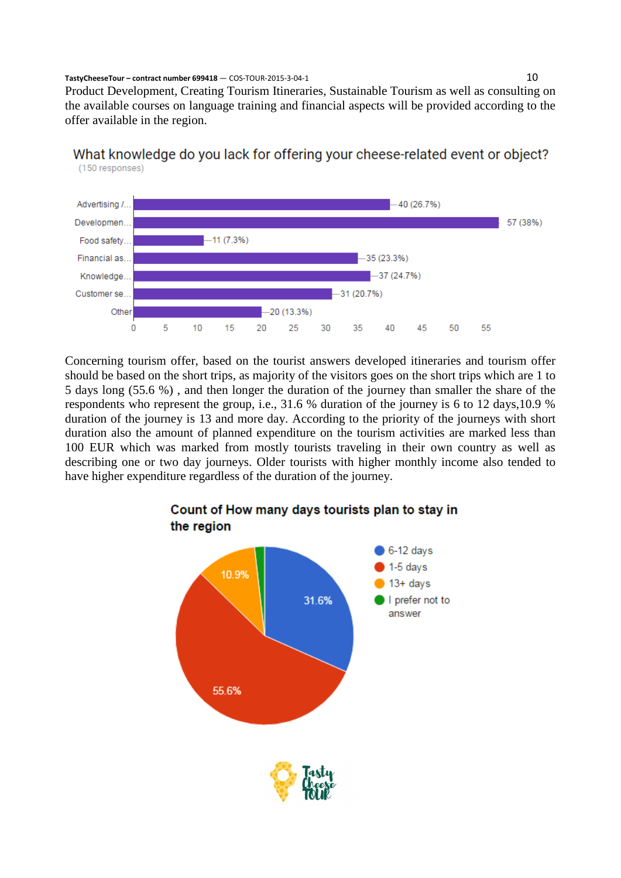Product Development, Creating Tourism Itineraries, Sustainable Tourism as well as consulting on the available courses on language training and financial aspects will be provided according to the offer available in the region.

What knowledge do you lack for offering your cheese-related event or object?

(150 responses)

| Category | Responses |
| --- | --- |
| Advertising /... | 40 (26.7%) |
| Developmen... | 57 (38%) |
| Food safety... | 11 (7.3%) |
| Financial as... | 35 (23.3%) |
| Knowledge... | 37 (24.7%) |
| Customer se... | 31 (20.7%) |
| Other | 20 (13.3%) |

Concerning tourism offer, based on the tourist answers developed itineraries and tourism offer should be based on the short trips, as majority of the visitors goes on the short trips which are 1 to 5 days long (55.6 %) , and then longer the duration of the journey than smaller the share of the respondents who represent the group, i.e., 31.6 % duration of the journey is 6 to 12 days,10.9 % duration of the journey is 13 and more day. According to the priority of the journeys with short duration also the amount of planned expenditure on the tourism activities are marked less than 100 EUR which was marked from mostly tourists traveling in their own country as well as describing one or two day journeys. Older tourists with higher monthly income also tended to have higher expenditure regardless of the duration of the journey.

Count of How many days tourists plan to stay in the region

| Duration | Share |
| --- | --- |
| 6-12 days | 31.6% |
| 1-5 days | 55.6% |
| 13+ days | 10.9% |
| I prefer not to answer | |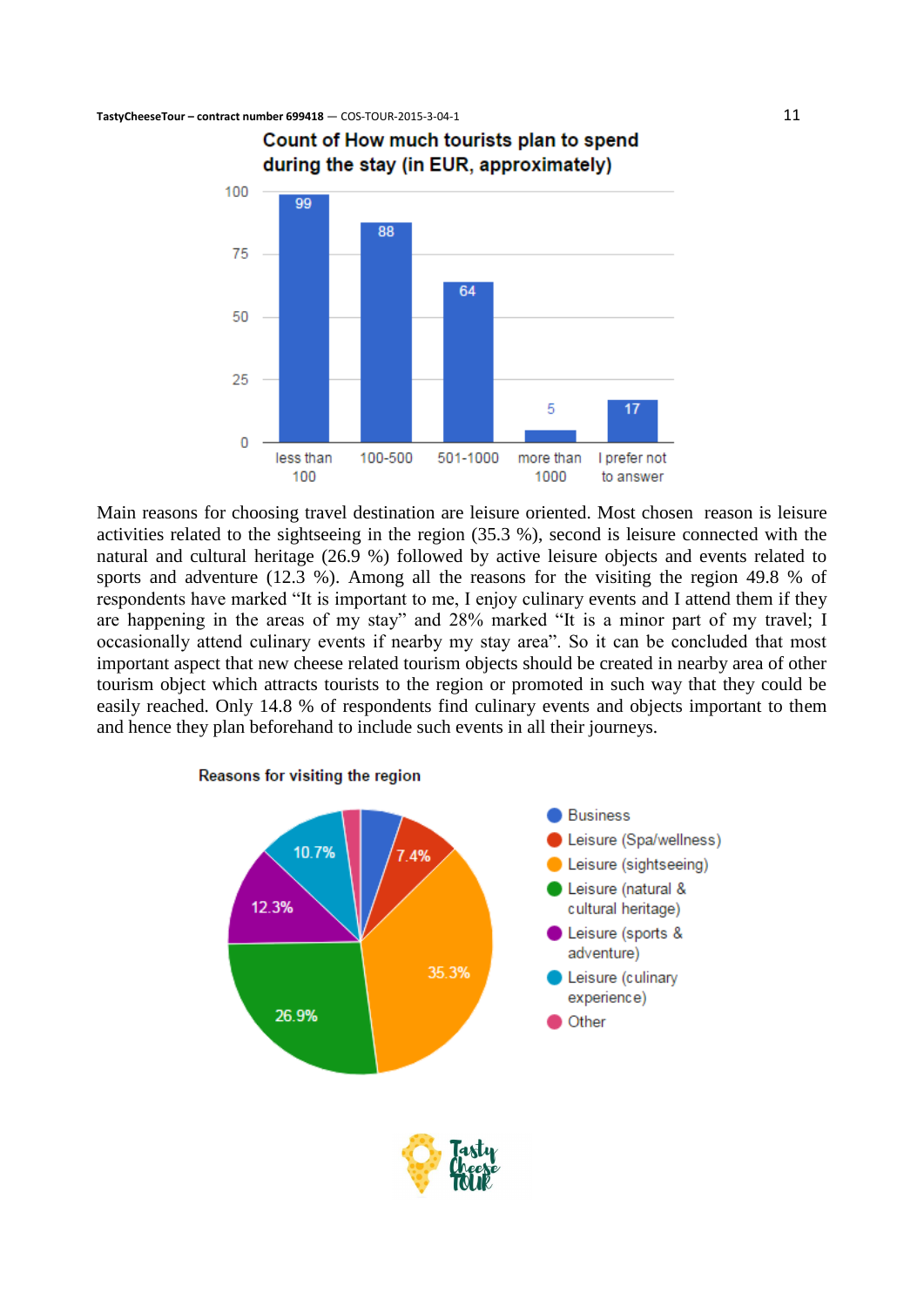**Count of How much tourists plan to spend during the stay (in EUR, approximately)**

| less than 100 | 100-500 | 501-1000 | more than 1000 | I prefer not to answer |
|---|---|---|---|---|
| 99 | 88 | 64 | 5 | 17 |

Main reasons for choosing travel destination are leisure oriented. Most chosen reason is leisure activities related to the sightseeing in the region (35.3 %), second is leisure connected with the natural and cultural heritage (26.9 %) followed by active leisure objects and events related to sports and adventure (12.3 %). Among all the reasons for the visiting the region 49.8 % of respondents have marked "It is important to me, I enjoy culinary events and I attend them if they are happening in the areas of my stay" and 28% marked "It is a minor part of my travel; I occasionally attend culinary events if nearby my stay area". So it can be concluded that most important aspect that new cheese related tourism objects should be created in nearby area of other tourism object which attracts tourists to the region or promoted in such way that they could be easily reached. Only 14.8 % of respondents find culinary events and objects important to them and hence they plan beforehand to include such events in all their journeys.

**Reasons for visiting the region**

| Reason | Share |
|---|---|
| Business | |
| Leisure (Spa/wellness) | 7.4% |
| Leisure (sightseeing) | 35.3% |
| Leisure (natural & cultural heritage) | 26.9% |
| Leisure (sports & adventure) | 12.3% |
| Leisure (culinary experience) | 10.7% |
| Other | |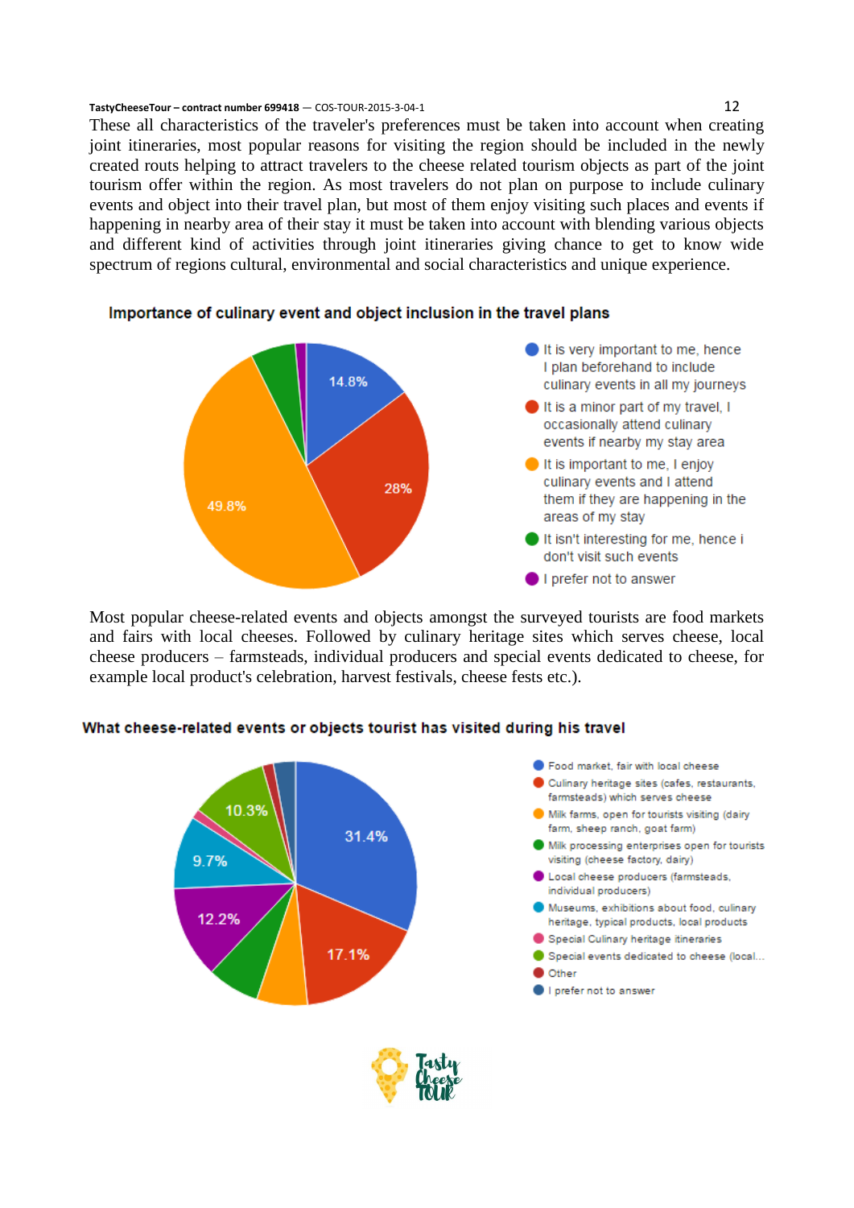These all characteristics of the traveler's preferences must be taken into account when creating joint itineraries, most popular reasons for visiting the region should be included in the newly created routs helping to attract travelers to the cheese related tourism objects as part of the joint tourism offer within the region. As most travelers do not plan on purpose to include culinary events and object into their travel plan, but most of them enjoy visiting such places and events if happening in nearby area of their stay it must be taken into account with blending various objects and different kind of activities through joint itineraries giving chance to get to know wide spectrum of regions cultural, environmental and social characteristics and unique experience.

**Importance of culinary event and object inclusion in the travel plans**

- It is very important to me, hence I plan beforehand to include culinary events in all my journeys — 14.8%
- It is a minor part of my travel, I occasionally attend culinary events if nearby my stay area — 28%
- It is important to me, I enjoy culinary events and I attend them if they are happening in the areas of my stay — 49.8%
- It isn't interesting for me, hence i don't visit such events
- I prefer not to answer

Most popular cheese-related events and objects amongst the surveyed tourists are food markets and fairs with local cheeses. Followed by culinary heritage sites which serves cheese, local cheese producers – farmsteads, individual producers and special events dedicated to cheese, for example local product's celebration, harvest festivals, cheese fests etc.).

**What cheese-related events or objects tourist has visited during his travel**

- Food market, fair with local cheese — 31.4%
- Culinary heritage sites (cafes, restaurants, farmsteads) which serves cheese — 17.1%
- Milk farms, open for tourists visiting (dairy farm, sheep ranch, goat farm)
- Milk processing enterprises open for tourists visiting (cheese factory, dairy)
- Local cheese producers (farmsteads, individual producers) — 12.2%
- Museums, exhibitions about food, culinary heritage, typical products, local products — 9.7%
- Special Culinary heritage itineraries
- Special events dedicated to cheese (local... — 10.3%
- Other
- I prefer not to answer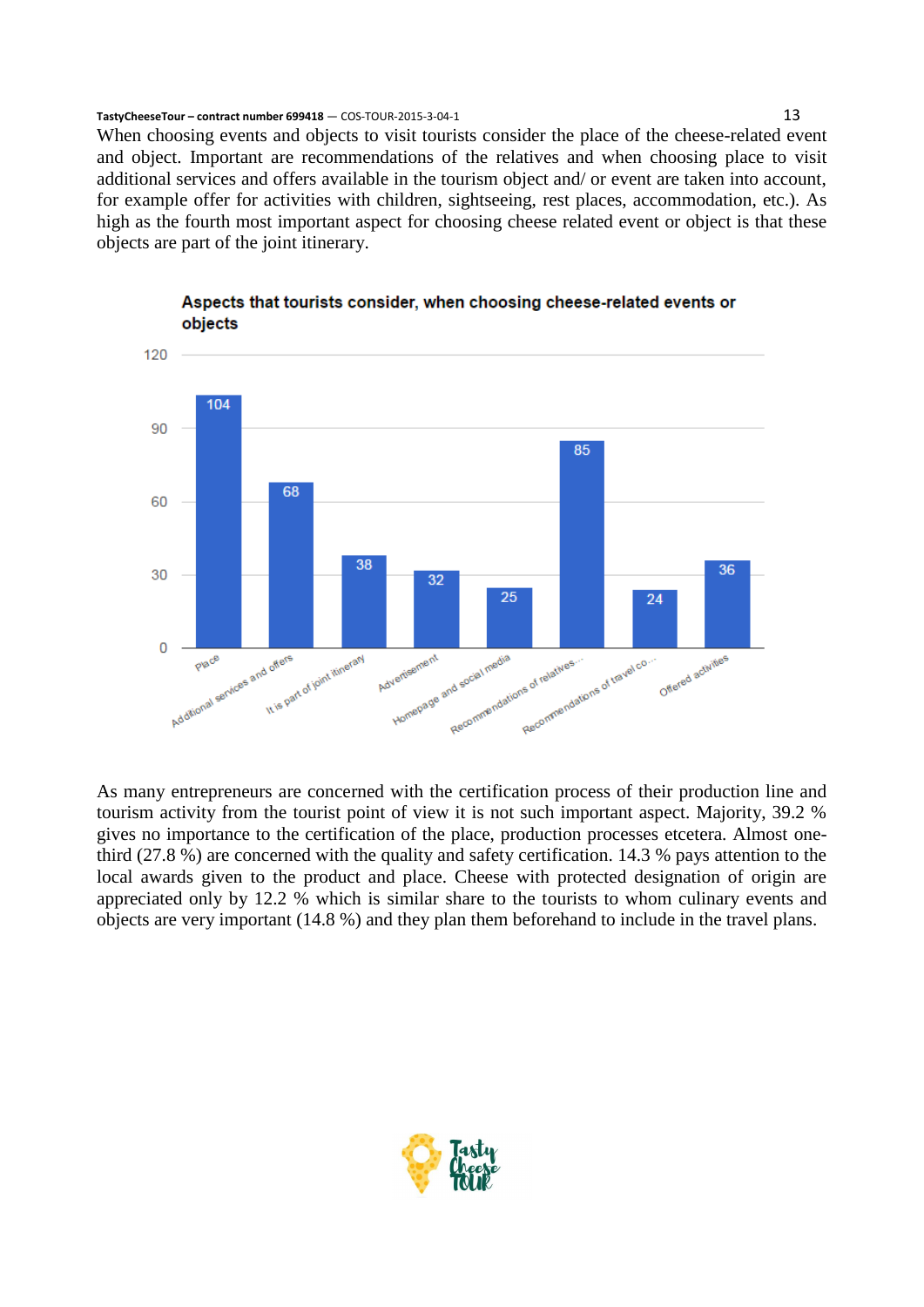When choosing events and objects to visit tourists consider the place of the cheese-related event and object. Important are recommendations of the relatives and when choosing place to visit additional services and offers available in the tourism object and/ or event are taken into account, for example offer for activities with children, sightseeing, rest places, accommodation, etc.). As high as the fourth most important aspect for choosing cheese related event or object is that these objects are part of the joint itinerary.

**Aspects that tourists consider, when choosing cheese-related events or objects**

| Aspect | Value |
|---|---|
| Place | 104 |
| Additional services and offers | 68 |
| It is part of joint itinerary | 38 |
| Advertisement | 32 |
| Homepage and social media | 25 |
| Recommendations of relatives... | 85 |
| Recommendations of travel co... | 24 |
| Offered activities | 36 |

As many entrepreneurs are concerned with the certification process of their production line and tourism activity from the tourist point of view it is not such important aspect. Majority, 39.2 % gives no importance to the certification of the place, production processes etcetera. Almost one-third (27.8 %) are concerned with the quality and safety certification. 14.3 % pays attention to the local awards given to the product and place. Cheese with protected designation of origin are appreciated only by 12.2 % which is similar share to the tourists to whom culinary events and objects are very important (14.8 %) and they plan them beforehand to include in the travel plans.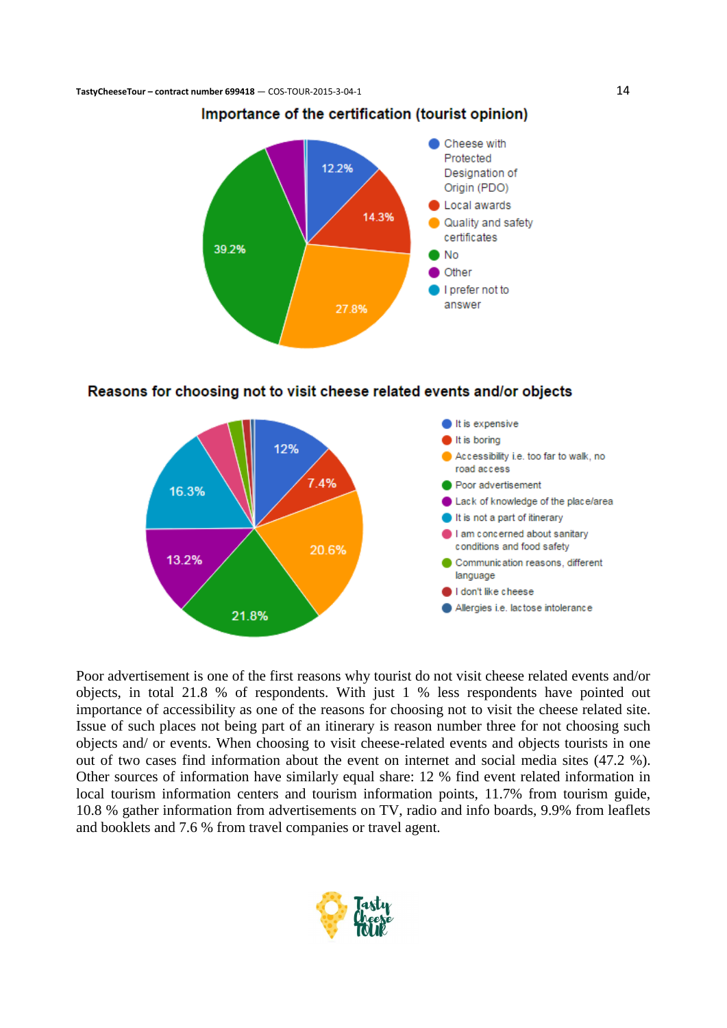### Importance of the certification (tourist opinion)

- Cheese with Protected Designation of Origin (PDO): 12.2%
- Local awards: 14.3%
- Quality and safety certificates: 27.8%
- No: 39.2%
- Other
- I prefer not to answer

### Reasons for choosing not to visit cheese related events and/or objects

- It is expensive: 12%
- It is boring: 7.4%
- Accessibility i.e. too far to walk, no road access: 20.6%
- Poor advertisement: 21.8%
- Lack of knowledge of the place/area: 13.2%
- It is not a part of itinerary: 16.3%
- I am concerned about sanitary conditions and food safety
- Communication reasons, different language
- I don't like cheese
- Allergies i.e. lactose intolerance

Poor advertisement is one of the first reasons why tourist do not visit cheese related events and/or objects, in total 21.8 % of respondents. With just 1 % less respondents have pointed out importance of accessibility as one of the reasons for choosing not to visit the cheese related site. Issue of such places not being part of an itinerary is reason number three for not choosing such objects and/ or events. When choosing to visit cheese-related events and objects tourists in one out of two cases find information about the event on internet and social media sites (47.2 %). Other sources of information have similarly equal share: 12 % find event related information in local tourism information centers and tourism information points, 11.7% from tourism guide, 10.8 % gather information from advertisements on TV, radio and info boards, 9.9% from leaflets and booklets and 7.6 % from travel companies or travel agent.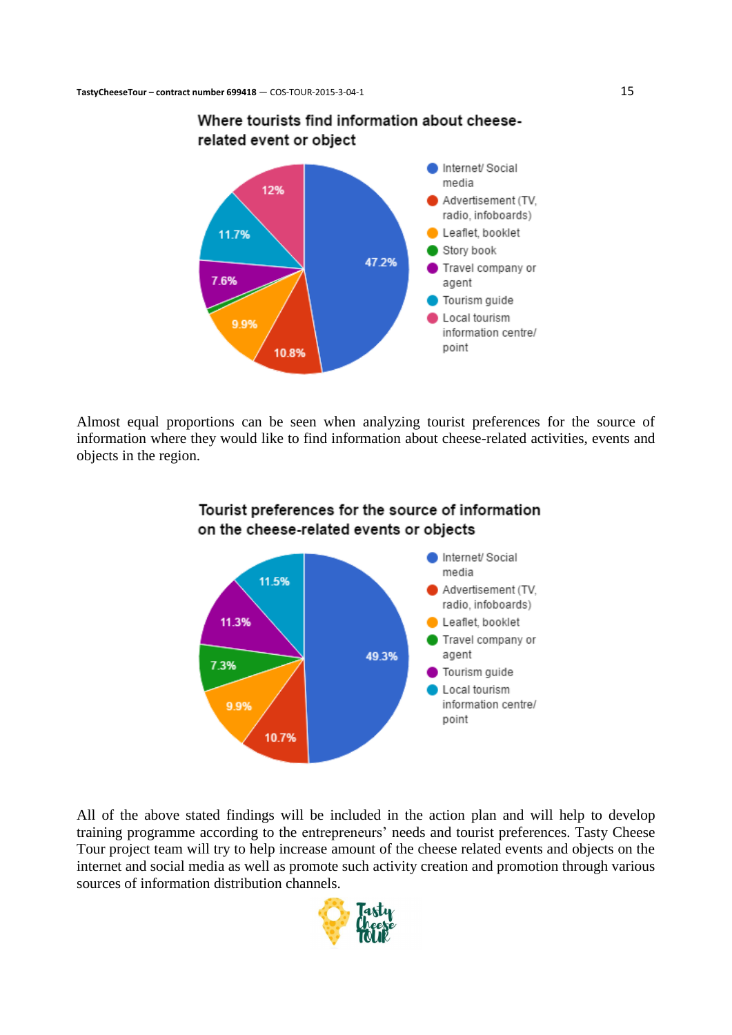Where tourists find information about cheese-related event or object

47.2%
10.8%
9.9%
7.6%
11.7%
12%

Internet/ Social media
Advertisement (TV, radio, infoboards)
Leaflet, booklet
Story book
Travel company or agent
Tourism guide
Local tourism information centre/ point

Almost equal proportions can be seen when analyzing tourist preferences for the source of information where they would like to find information about cheese-related activities, events and objects in the region.

Tourist preferences for the source of information on the cheese-related events or objects

49.3%
10.7%
9.9%
7.3%
11.3%
11.5%

Internet/ Social media
Advertisement (TV, radio, infoboards)
Leaflet, booklet
Travel company or agent
Tourism guide
Local tourism information centre/ point

All of the above stated findings will be included in the action plan and will help to develop training programme according to the entrepreneurs' needs and tourist preferences. Tasty Cheese Tour project team will try to help increase amount of the cheese related events and objects on the internet and social media as well as promote such activity creation and promotion through various sources of information distribution channels.